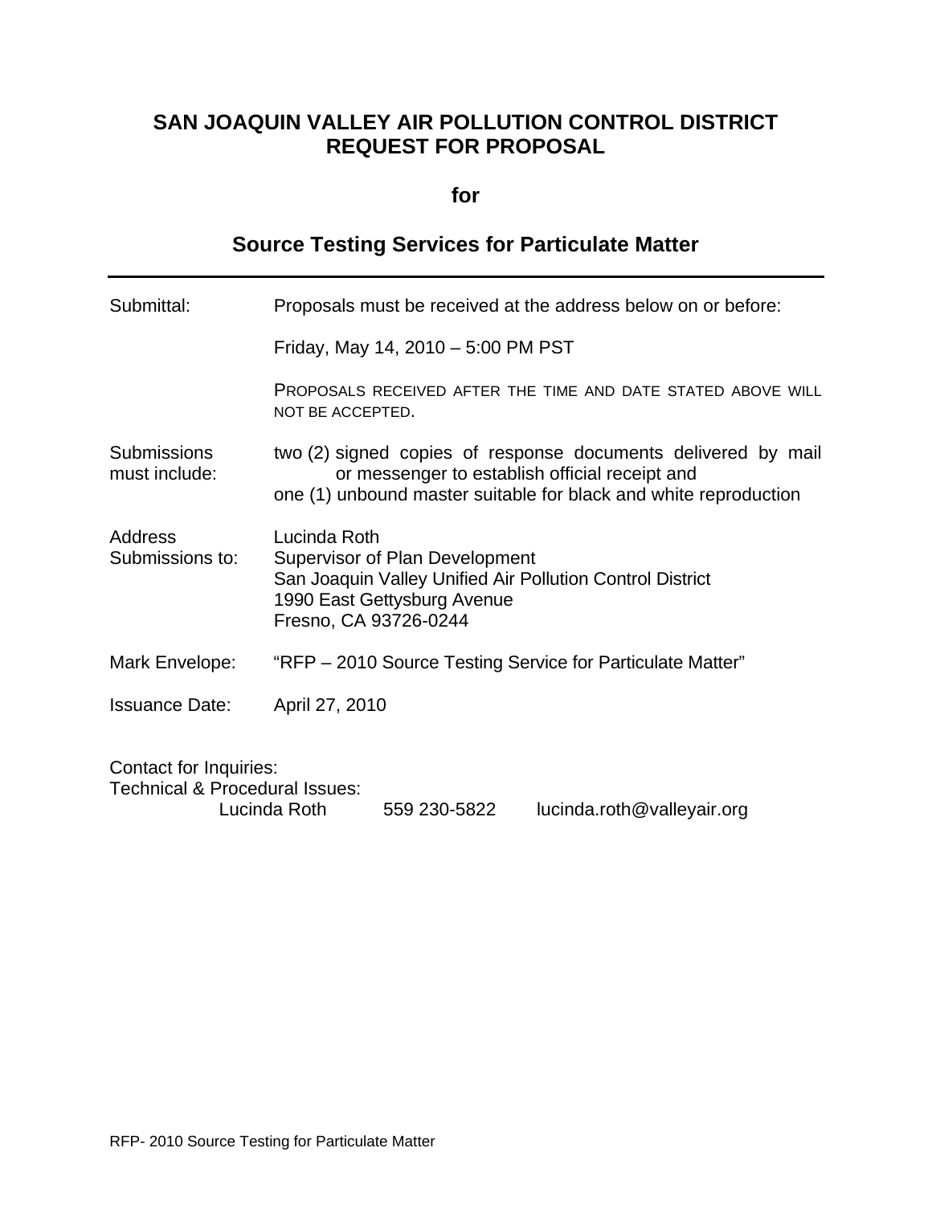# SAN JOAQUIN VALLEY AIR POLLUTION CONTROL DISTRICT REQUEST FOR PROPOSAL

**for**

## Source Testing Services for Particulate Matter

---

| | |
|---|---|
| Submittal: | Proposals must be received at the address below on or before: |
| | Friday, May 14, 2010 – 5:00 PM PST |
| | PROPOSALS RECEIVED AFTER THE TIME AND DATE STATED ABOVE WILL NOT BE ACCEPTED. |
| Submissions must include: | two (2) signed copies of response documents delivered by mail or messenger to establish official receipt and<br>one (1) unbound master suitable for black and white reproduction |
| Address Submissions to: | Lucinda Roth<br>Supervisor of Plan Development<br>San Joaquin Valley Unified Air Pollution Control District<br>1990 East Gettysburg Avenue<br>Fresno, CA 93726-0244 |
| Mark Envelope: | "RFP – 2010 Source Testing Service for Particulate Matter" |
| Issuance Date: | April 27, 2010 |

Contact for Inquiries:
Technical & Procedural Issues:
Lucinda Roth 559 230-5822 lucinda.roth@valleyair.org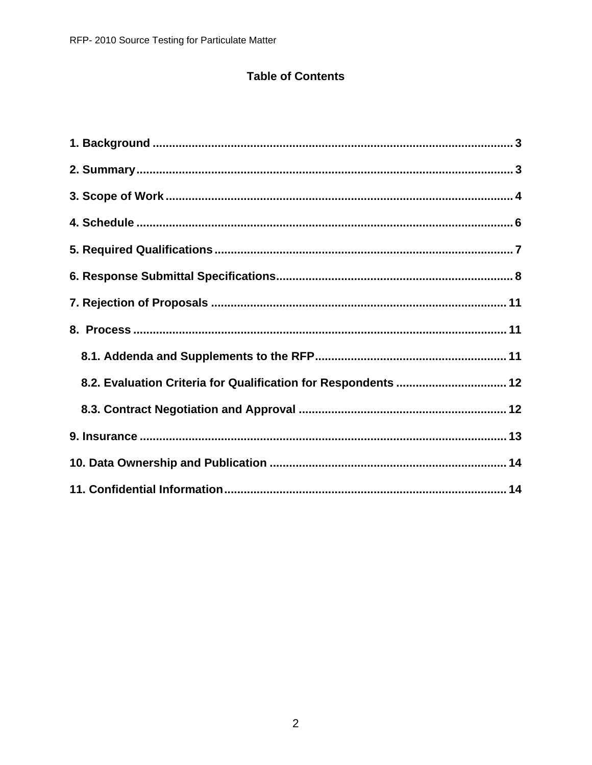# Table of Contents

**1. Background** ............................................................................................................. 3

**2. Summary** ................................................................................................................... 3

**3. Scope of Work** ........................................................................................................ 4

**4. Schedule** ................................................................................................................... 6

**5. Required Qualifications** ........................................................................................ 7

**6. Response Submittal Specifications** ........................................................................ 8

**7. Rejection of Proposals** .......................................................................................... 11

**8. Process** .................................................................................................................. 11

  **8.1. Addenda and Supplements to the RFP** .......................................................... 11

  **8.2. Evaluation Criteria for Qualification for Respondents** ................................. 12

  **8.3. Contract Negotiation and Approval** ............................................................... 12

**9. Insurance** ............................................................................................................... 13

**10. Data Ownership and Publication** ....................................................................... 14

**11. Confidential Information** ..................................................................................... 14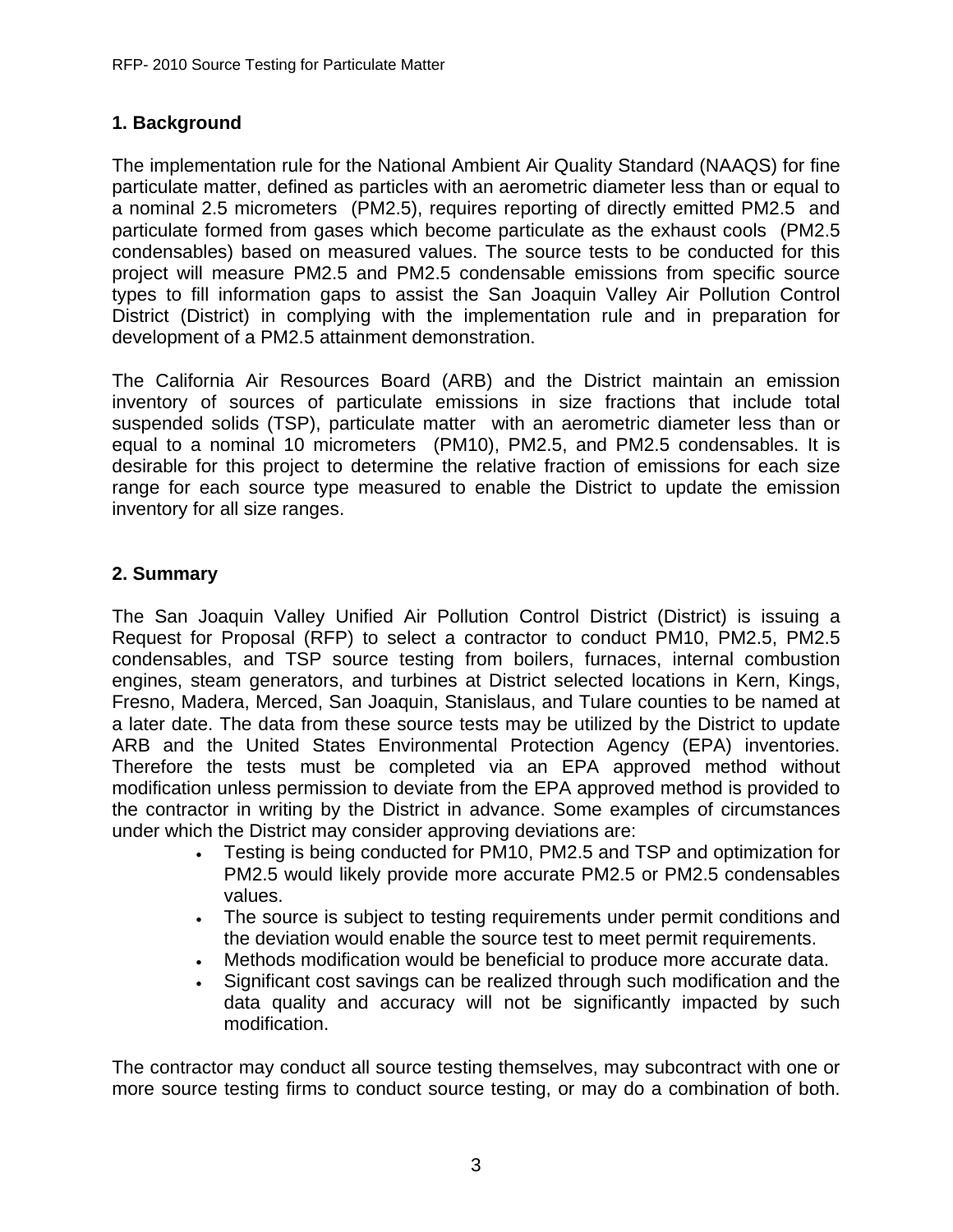## 1. Background

The implementation rule for the National Ambient Air Quality Standard (NAAQS) for fine particulate matter, defined as particles with an aerometric diameter less than or equal to a nominal 2.5 micrometers (PM2.5), requires reporting of directly emitted PM2.5 and particulate formed from gases which become particulate as the exhaust cools (PM2.5 condensables) based on measured values. The source tests to be conducted for this project will measure PM2.5 and PM2.5 condensable emissions from specific source types to fill information gaps to assist the San Joaquin Valley Air Pollution Control District (District) in complying with the implementation rule and in preparation for development of a PM2.5 attainment demonstration.

The California Air Resources Board (ARB) and the District maintain an emission inventory of sources of particulate emissions in size fractions that include total suspended solids (TSP), particulate matter with an aerometric diameter less than or equal to a nominal 10 micrometers (PM10), PM2.5, and PM2.5 condensables. It is desirable for this project to determine the relative fraction of emissions for each size range for each source type measured to enable the District to update the emission inventory for all size ranges.

## 2. Summary

The San Joaquin Valley Unified Air Pollution Control District (District) is issuing a Request for Proposal (RFP) to select a contractor to conduct PM10, PM2.5, PM2.5 condensables, and TSP source testing from boilers, furnaces, internal combustion engines, steam generators, and turbines at District selected locations in Kern, Kings, Fresno, Madera, Merced, San Joaquin, Stanislaus, and Tulare counties to be named at a later date. The data from these source tests may be utilized by the District to update ARB and the United States Environmental Protection Agency (EPA) inventories. Therefore the tests must be completed via an EPA approved method without modification unless permission to deviate from the EPA approved method is provided to the contractor in writing by the District in advance. Some examples of circumstances under which the District may consider approving deviations are:

- Testing is being conducted for PM10, PM2.5 and TSP and optimization for PM2.5 would likely provide more accurate PM2.5 or PM2.5 condensables values.
- The source is subject to testing requirements under permit conditions and the deviation would enable the source test to meet permit requirements.
- Methods modification would be beneficial to produce more accurate data.
- Significant cost savings can be realized through such modification and the data quality and accuracy will not be significantly impacted by such modification.

The contractor may conduct all source testing themselves, may subcontract with one or more source testing firms to conduct source testing, or may do a combination of both.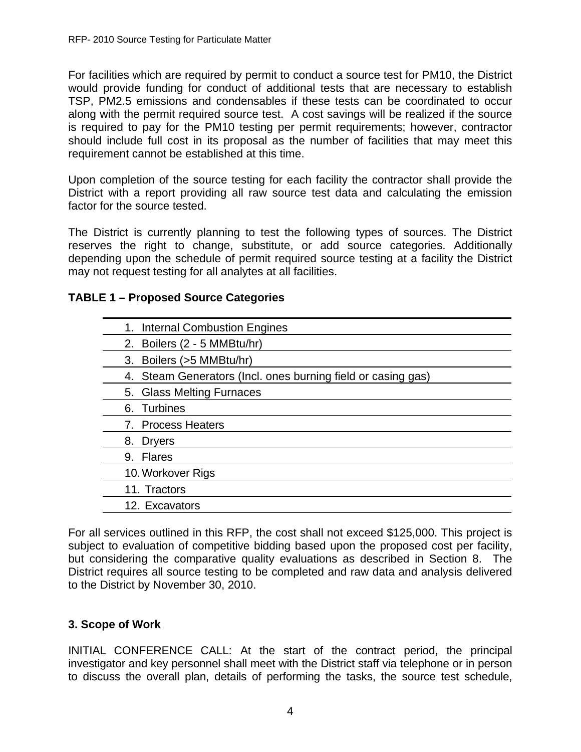For facilities which are required by permit to conduct a source test for PM10, the District would provide funding for conduct of additional tests that are necessary to establish TSP, PM2.5 emissions and condensables if these tests can be coordinated to occur along with the permit required source test. A cost savings will be realized if the source is required to pay for the PM10 testing per permit requirements; however, contractor should include full cost in its proposal as the number of facilities that may meet this requirement cannot be established at this time.

Upon completion of the source testing for each facility the contractor shall provide the District with a report providing all raw source test data and calculating the emission factor for the source tested.

The District is currently planning to test the following types of sources. The District reserves the right to change, substitute, or add source categories. Additionally depending upon the schedule of permit required source testing at a facility the District may not request testing for all analytes at all facilities.

**TABLE 1 – Proposed Source Categories**

| |
|---|
| 1. Internal Combustion Engines |
| 2. Boilers (2 - 5 MMBtu/hr) |
| 3. Boilers (>5 MMBtu/hr) |
| 4. Steam Generators (Incl. ones burning field or casing gas) |
| 5. Glass Melting Furnaces |
| 6. Turbines |
| 7. Process Heaters |
| 8. Dryers |
| 9. Flares |
| 10. Workover Rigs |
| 11. Tractors |
| 12. Excavators |

For all services outlined in this RFP, the cost shall not exceed $125,000. This project is subject to evaluation of competitive bidding based upon the proposed cost per facility, but considering the comparative quality evaluations as described in Section 8. The District requires all source testing to be completed and raw data and analysis delivered to the District by November 30, 2010.

## 3. Scope of Work

INITIAL CONFERENCE CALL: At the start of the contract period, the principal investigator and key personnel shall meet with the District staff via telephone or in person to discuss the overall plan, details of performing the tasks, the source test schedule,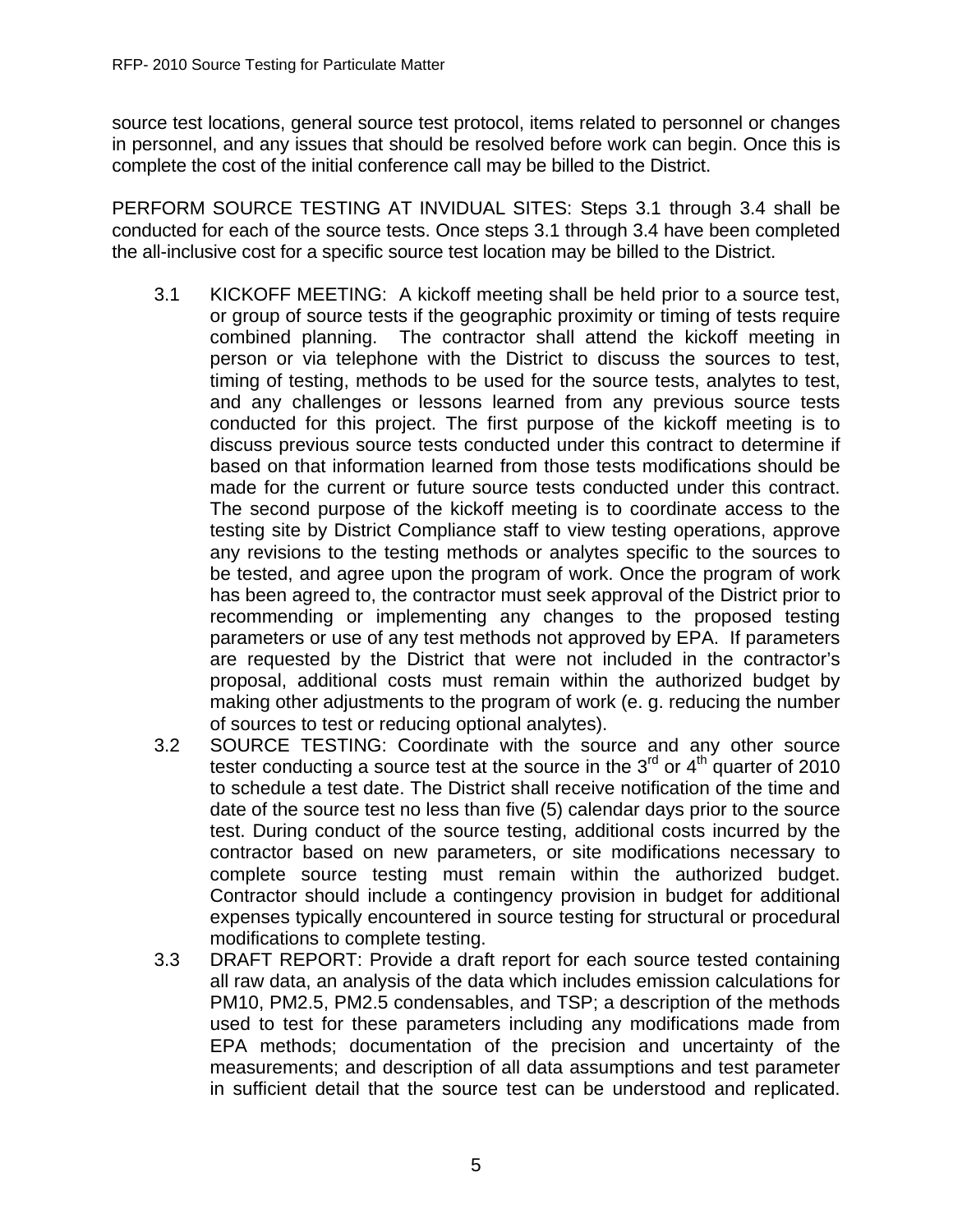source test locations, general source test protocol, items related to personnel or changes in personnel, and any issues that should be resolved before work can begin. Once this is complete the cost of the initial conference call may be billed to the District.

PERFORM SOURCE TESTING AT INVIDUAL SITES: Steps 3.1 through 3.4 shall be conducted for each of the source tests. Once steps 3.1 through 3.4 have been completed the all-inclusive cost for a specific source test location may be billed to the District.

3.1 KICKOFF MEETING: A kickoff meeting shall be held prior to a source test, or group of source tests if the geographic proximity or timing of tests require combined planning. The contractor shall attend the kickoff meeting in person or via telephone with the District to discuss the sources to test, timing of testing, methods to be used for the source tests, analytes to test, and any challenges or lessons learned from any previous source tests conducted for this project. The first purpose of the kickoff meeting is to discuss previous source tests conducted under this contract to determine if based on that information learned from those tests modifications should be made for the current or future source tests conducted under this contract. The second purpose of the kickoff meeting is to coordinate access to the testing site by District Compliance staff to view testing operations, approve any revisions to the testing methods or analytes specific to the sources to be tested, and agree upon the program of work. Once the program of work has been agreed to, the contractor must seek approval of the District prior to recommending or implementing any changes to the proposed testing parameters or use of any test methods not approved by EPA. If parameters are requested by the District that were not included in the contractor's proposal, additional costs must remain within the authorized budget by making other adjustments to the program of work (e. g. reducing the number of sources to test or reducing optional analytes).

3.2 SOURCE TESTING: Coordinate with the source and any other source tester conducting a source test at the source in the 3rd or 4th quarter of 2010 to schedule a test date. The District shall receive notification of the time and date of the source test no less than five (5) calendar days prior to the source test. During conduct of the source testing, additional costs incurred by the contractor based on new parameters, or site modifications necessary to complete source testing must remain within the authorized budget. Contractor should include a contingency provision in budget for additional expenses typically encountered in source testing for structural or procedural modifications to complete testing.

3.3 DRAFT REPORT: Provide a draft report for each source tested containing all raw data, an analysis of the data which includes emission calculations for PM10, PM2.5, PM2.5 condensables, and TSP; a description of the methods used to test for these parameters including any modifications made from EPA methods; documentation of the precision and uncertainty of the measurements; and description of all data assumptions and test parameter in sufficient detail that the source test can be understood and replicated.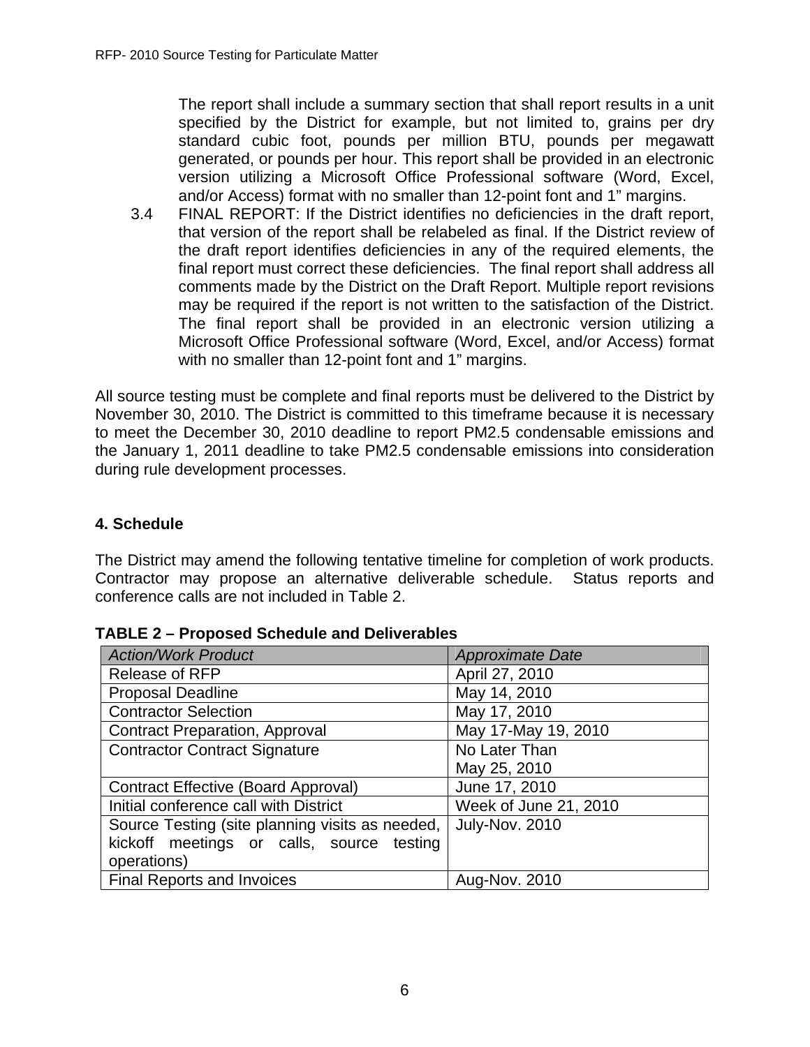The report shall include a summary section that shall report results in a unit specified by the District for example, but not limited to, grains per dry standard cubic foot, pounds per million BTU, pounds per megawatt generated, or pounds per hour. This report shall be provided in an electronic version utilizing a Microsoft Office Professional software (Word, Excel, and/or Access) format with no smaller than 12-point font and 1" margins.

3.4 FINAL REPORT: If the District identifies no deficiencies in the draft report, that version of the report shall be relabeled as final. If the District review of the draft report identifies deficiencies in any of the required elements, the final report must correct these deficiencies. The final report shall address all comments made by the District on the Draft Report. Multiple report revisions may be required if the report is not written to the satisfaction of the District. The final report shall be provided in an electronic version utilizing a Microsoft Office Professional software (Word, Excel, and/or Access) format with no smaller than 12-point font and 1" margins.

All source testing must be complete and final reports must be delivered to the District by November 30, 2010. The District is committed to this timeframe because it is necessary to meet the December 30, 2010 deadline to report PM2.5 condensable emissions and the January 1, 2011 deadline to take PM2.5 condensable emissions into consideration during rule development processes.

## 4. Schedule

The District may amend the following tentative timeline for completion of work products. Contractor may propose an alternative deliverable schedule. Status reports and conference calls are not included in Table 2.

**TABLE 2 – Proposed Schedule and Deliverables**

| *Action/Work Product* | *Approximate Date* |
| --- | --- |
| Release of RFP | April 27, 2010 |
| Proposal Deadline | May 14, 2010 |
| Contractor Selection | May 17, 2010 |
| Contract Preparation, Approval | May 17-May 19, 2010 |
| Contractor Contract Signature | No Later Than May 25, 2010 |
| Contract Effective (Board Approval) | June 17, 2010 |
| Initial conference call with District | Week of June 21, 2010 |
| Source Testing (site planning visits as needed, kickoff meetings or calls, source testing operations) | July-Nov. 2010 |
| Final Reports and Invoices | Aug-Nov. 2010 |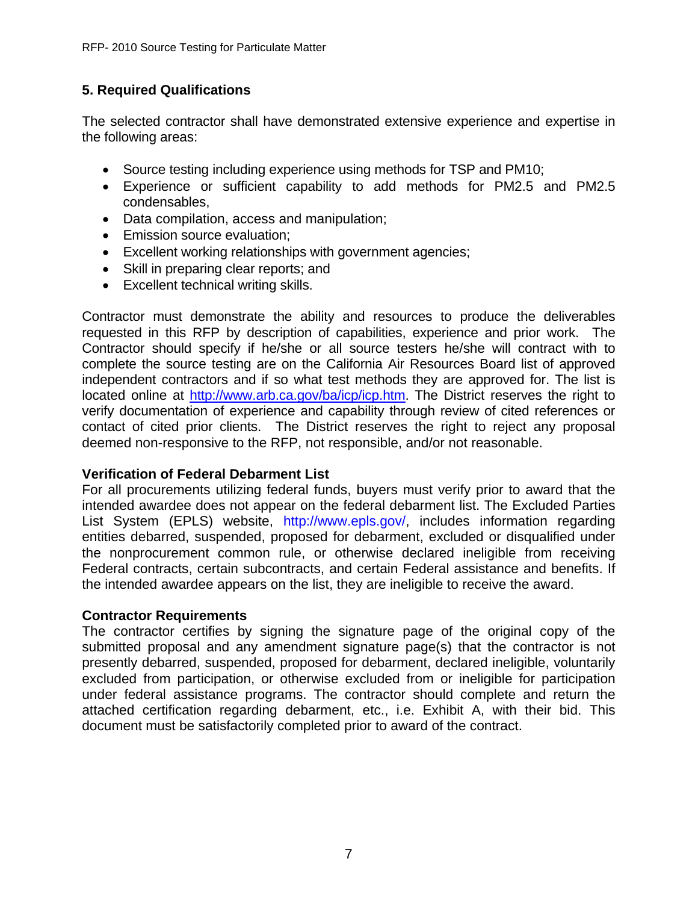## 5. Required Qualifications

The selected contractor shall have demonstrated extensive experience and expertise in the following areas:

- Source testing including experience using methods for TSP and PM10;
- Experience or sufficient capability to add methods for PM2.5 and PM2.5 condensables,
- Data compilation, access and manipulation;
- Emission source evaluation;
- Excellent working relationships with government agencies;
- Skill in preparing clear reports; and
- Excellent technical writing skills.

Contractor must demonstrate the ability and resources to produce the deliverables requested in this RFP by description of capabilities, experience and prior work. The Contractor should specify if he/she or all source testers he/she will contract with to complete the source testing are on the California Air Resources Board list of approved independent contractors and if so what test methods they are approved for. The list is located online at http://www.arb.ca.gov/ba/icp/icp.htm. The District reserves the right to verify documentation of experience and capability through review of cited references or contact of cited prior clients. The District reserves the right to reject any proposal deemed non-responsive to the RFP, not responsible, and/or not reasonable.

**Verification of Federal Debarment List**

For all procurements utilizing federal funds, buyers must verify prior to award that the intended awardee does not appear on the federal debarment list. The Excluded Parties List System (EPLS) website, http://www.epls.gov/, includes information regarding entities debarred, suspended, proposed for debarment, excluded or disqualified under the nonprocurement common rule, or otherwise declared ineligible from receiving Federal contracts, certain subcontracts, and certain Federal assistance and benefits. If the intended awardee appears on the list, they are ineligible to receive the award.

**Contractor Requirements**

The contractor certifies by signing the signature page of the original copy of the submitted proposal and any amendment signature page(s) that the contractor is not presently debarred, suspended, proposed for debarment, declared ineligible, voluntarily excluded from participation, or otherwise excluded from or ineligible for participation under federal assistance programs. The contractor should complete and return the attached certification regarding debarment, etc., i.e. Exhibit A, with their bid. This document must be satisfactorily completed prior to award of the contract.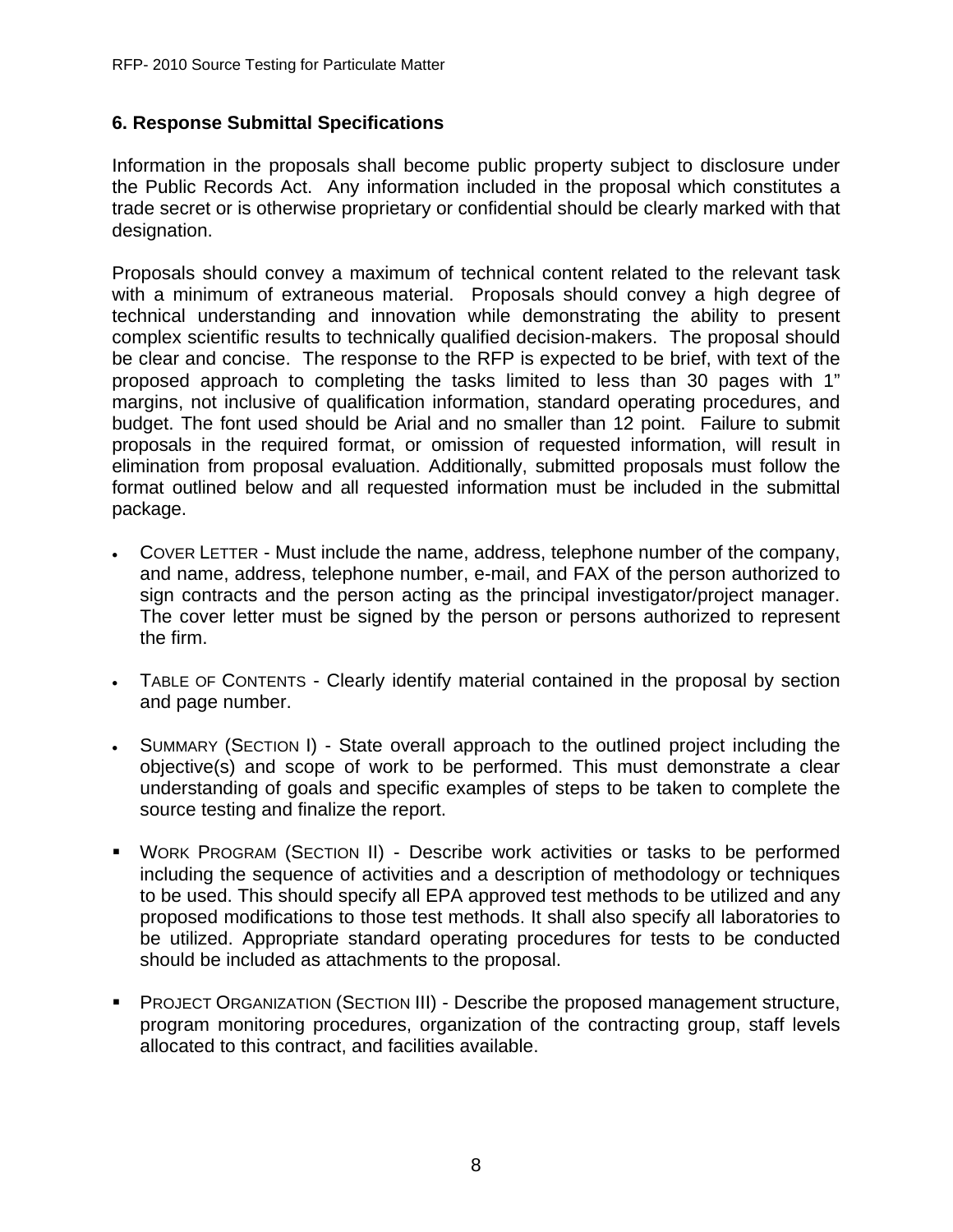## 6. Response Submittal Specifications

Information in the proposals shall become public property subject to disclosure under the Public Records Act. Any information included in the proposal which constitutes a trade secret or is otherwise proprietary or confidential should be clearly marked with that designation.

Proposals should convey a maximum of technical content related to the relevant task with a minimum of extraneous material. Proposals should convey a high degree of technical understanding and innovation while demonstrating the ability to present complex scientific results to technically qualified decision-makers. The proposal should be clear and concise. The response to the RFP is expected to be brief, with text of the proposed approach to completing the tasks limited to less than 30 pages with 1" margins, not inclusive of qualification information, standard operating procedures, and budget. The font used should be Arial and no smaller than 12 point. Failure to submit proposals in the required format, or omission of requested information, will result in elimination from proposal evaluation. Additionally, submitted proposals must follow the format outlined below and all requested information must be included in the submittal package.

- COVER LETTER - Must include the name, address, telephone number of the company, and name, address, telephone number, e-mail, and FAX of the person authorized to sign contracts and the person acting as the principal investigator/project manager. The cover letter must be signed by the person or persons authorized to represent the firm.

- TABLE OF CONTENTS - Clearly identify material contained in the proposal by section and page number.

- SUMMARY (SECTION I) - State overall approach to the outlined project including the objective(s) and scope of work to be performed. This must demonstrate a clear understanding of goals and specific examples of steps to be taken to complete the source testing and finalize the report.

- WORK PROGRAM (SECTION II) - Describe work activities or tasks to be performed including the sequence of activities and a description of methodology or techniques to be used. This should specify all EPA approved test methods to be utilized and any proposed modifications to those test methods. It shall also specify all laboratories to be utilized. Appropriate standard operating procedures for tests to be conducted should be included as attachments to the proposal.

- PROJECT ORGANIZATION (SECTION III) - Describe the proposed management structure, program monitoring procedures, organization of the contracting group, staff levels allocated to this contract, and facilities available.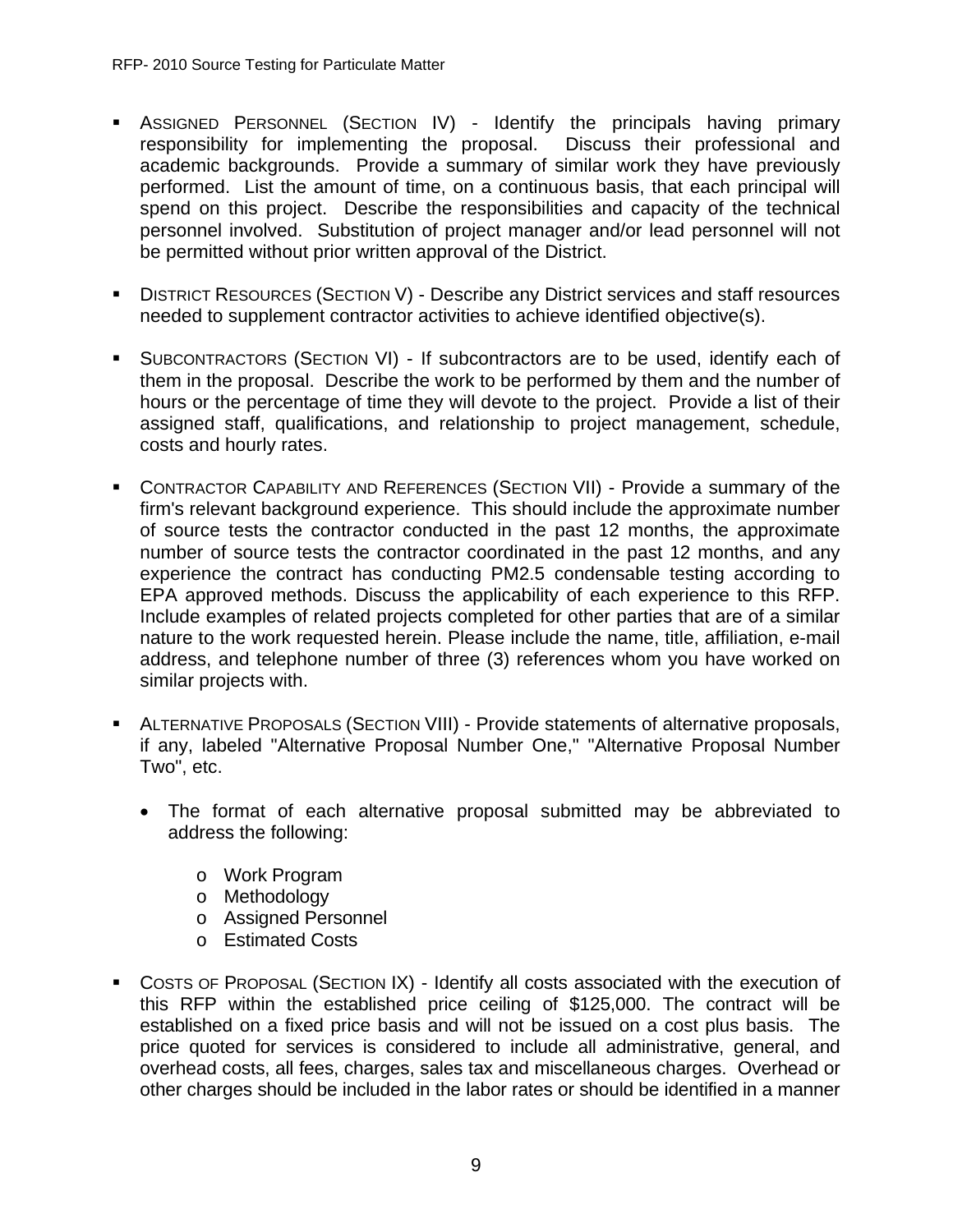- ASSIGNED PERSONNEL (SECTION IV) - Identify the principals having primary responsibility for implementing the proposal. Discuss their professional and academic backgrounds. Provide a summary of similar work they have previously performed. List the amount of time, on a continuous basis, that each principal will spend on this project. Describe the responsibilities and capacity of the technical personnel involved. Substitution of project manager and/or lead personnel will not be permitted without prior written approval of the District.

- DISTRICT RESOURCES (SECTION V) - Describe any District services and staff resources needed to supplement contractor activities to achieve identified objective(s).

- SUBCONTRACTORS (SECTION VI) - If subcontractors are to be used, identify each of them in the proposal. Describe the work to be performed by them and the number of hours or the percentage of time they will devote to the project. Provide a list of their assigned staff, qualifications, and relationship to project management, schedule, costs and hourly rates.

- CONTRACTOR CAPABILITY AND REFERENCES (SECTION VII) - Provide a summary of the firm's relevant background experience. This should include the approximate number of source tests the contractor conducted in the past 12 months, the approximate number of source tests the contractor coordinated in the past 12 months, and any experience the contract has conducting PM2.5 condensable testing according to EPA approved methods. Discuss the applicability of each experience to this RFP. Include examples of related projects completed for other parties that are of a similar nature to the work requested herein. Please include the name, title, affiliation, e-mail address, and telephone number of three (3) references whom you have worked on similar projects with.

- ALTERNATIVE PROPOSALS (SECTION VIII) - Provide statements of alternative proposals, if any, labeled "Alternative Proposal Number One," "Alternative Proposal Number Two", etc.

  - The format of each alternative proposal submitted may be abbreviated to address the following:

    - Work Program
    - Methodology
    - Assigned Personnel
    - Estimated Costs

- COSTS OF PROPOSAL (SECTION IX) - Identify all costs associated with the execution of this RFP within the established price ceiling of $125,000. The contract will be established on a fixed price basis and will not be issued on a cost plus basis. The price quoted for services is considered to include all administrative, general, and overhead costs, all fees, charges, sales tax and miscellaneous charges. Overhead or other charges should be included in the labor rates or should be identified in a manner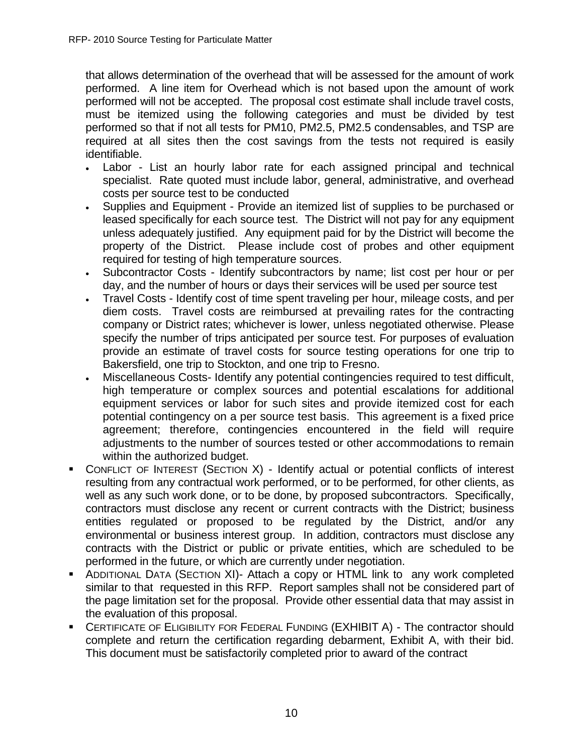that allows determination of the overhead that will be assessed for the amount of work performed. A line item for Overhead which is not based upon the amount of work performed will not be accepted. The proposal cost estimate shall include travel costs, must be itemized using the following categories and must be divided by test performed so that if not all tests for PM10, PM2.5, PM2.5 condensables, and TSP are required at all sites then the cost savings from the tests not required is easily identifiable.

- Labor - List an hourly labor rate for each assigned principal and technical specialist. Rate quoted must include labor, general, administrative, and overhead costs per source test to be conducted
- Supplies and Equipment - Provide an itemized list of supplies to be purchased or leased specifically for each source test. The District will not pay for any equipment unless adequately justified. Any equipment paid for by the District will become the property of the District. Please include cost of probes and other equipment required for testing of high temperature sources.
- Subcontractor Costs - Identify subcontractors by name; list cost per hour or per day, and the number of hours or days their services will be used per source test
- Travel Costs - Identify cost of time spent traveling per hour, mileage costs, and per diem costs. Travel costs are reimbursed at prevailing rates for the contracting company or District rates; whichever is lower, unless negotiated otherwise. Please specify the number of trips anticipated per source test. For purposes of evaluation provide an estimate of travel costs for source testing operations for one trip to Bakersfield, one trip to Stockton, and one trip to Fresno.
- Miscellaneous Costs- Identify any potential contingencies required to test difficult, high temperature or complex sources and potential escalations for additional equipment services or labor for such sites and provide itemized cost for each potential contingency on a per source test basis. This agreement is a fixed price agreement; therefore, contingencies encountered in the field will require adjustments to the number of sources tested or other accommodations to remain within the authorized budget.

- CONFLICT OF INTEREST (SECTION X) - Identify actual or potential conflicts of interest resulting from any contractual work performed, or to be performed, for other clients, as well as any such work done, or to be done, by proposed subcontractors. Specifically, contractors must disclose any recent or current contracts with the District; business entities regulated or proposed to be regulated by the District, and/or any environmental or business interest group. In addition, contractors must disclose any contracts with the District or public or private entities, which are scheduled to be performed in the future, or which are currently under negotiation.
- ADDITIONAL DATA (SECTION XI)- Attach a copy or HTML link to any work completed similar to that requested in this RFP. Report samples shall not be considered part of the page limitation set for the proposal. Provide other essential data that may assist in the evaluation of this proposal.
- CERTIFICATE OF ELIGIBILITY FOR FEDERAL FUNDING (EXHIBIT A) - The contractor should complete and return the certification regarding debarment, Exhibit A, with their bid. This document must be satisfactorily completed prior to award of the contract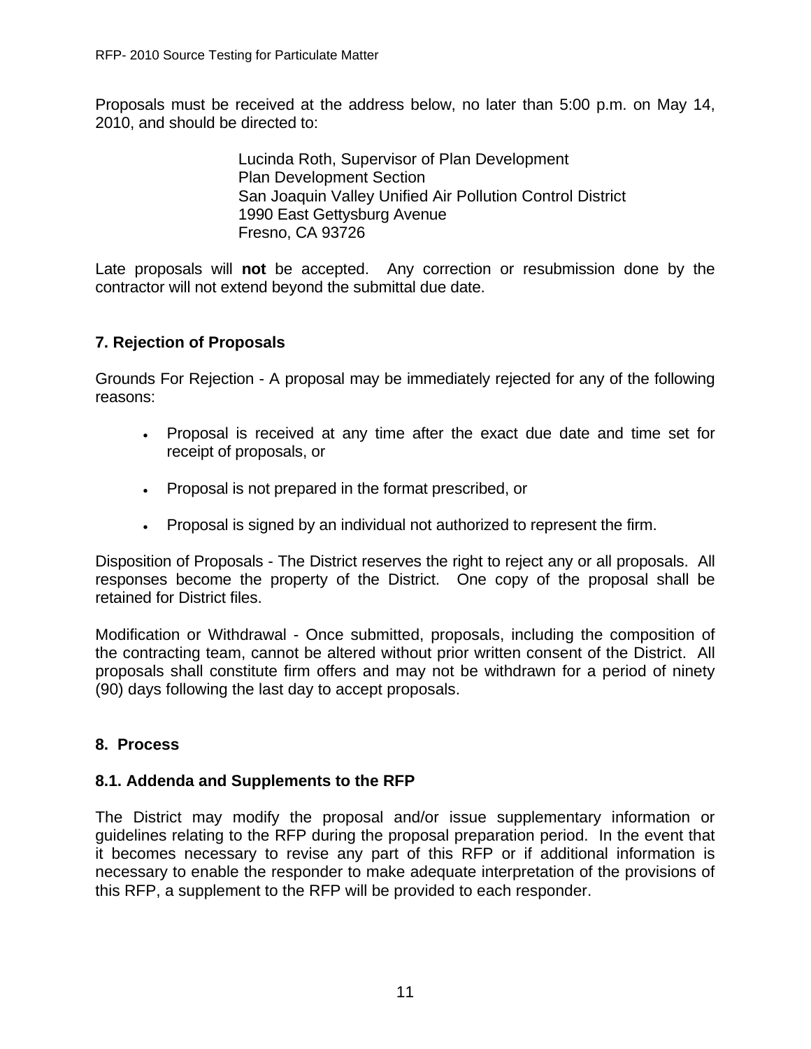Proposals must be received at the address below, no later than 5:00 p.m. on May 14, 2010, and should be directed to:

> Lucinda Roth, Supervisor of Plan Development
> Plan Development Section
> San Joaquin Valley Unified Air Pollution Control District
> 1990 East Gettysburg Avenue
> Fresno, CA 93726

Late proposals will **not** be accepted. Any correction or resubmission done by the contractor will not extend beyond the submittal due date.

## 7. Rejection of Proposals

Grounds For Rejection - A proposal may be immediately rejected for any of the following reasons:

- Proposal is received at any time after the exact due date and time set for receipt of proposals, or
- Proposal is not prepared in the format prescribed, or
- Proposal is signed by an individual not authorized to represent the firm.

Disposition of Proposals - The District reserves the right to reject any or all proposals. All responses become the property of the District. One copy of the proposal shall be retained for District files.

Modification or Withdrawal - Once submitted, proposals, including the composition of the contracting team, cannot be altered without prior written consent of the District. All proposals shall constitute firm offers and may not be withdrawn for a period of ninety (90) days following the last day to accept proposals.

## 8. Process

### 8.1. Addenda and Supplements to the RFP

The District may modify the proposal and/or issue supplementary information or guidelines relating to the RFP during the proposal preparation period. In the event that it becomes necessary to revise any part of this RFP or if additional information is necessary to enable the responder to make adequate interpretation of the provisions of this RFP, a supplement to the RFP will be provided to each responder.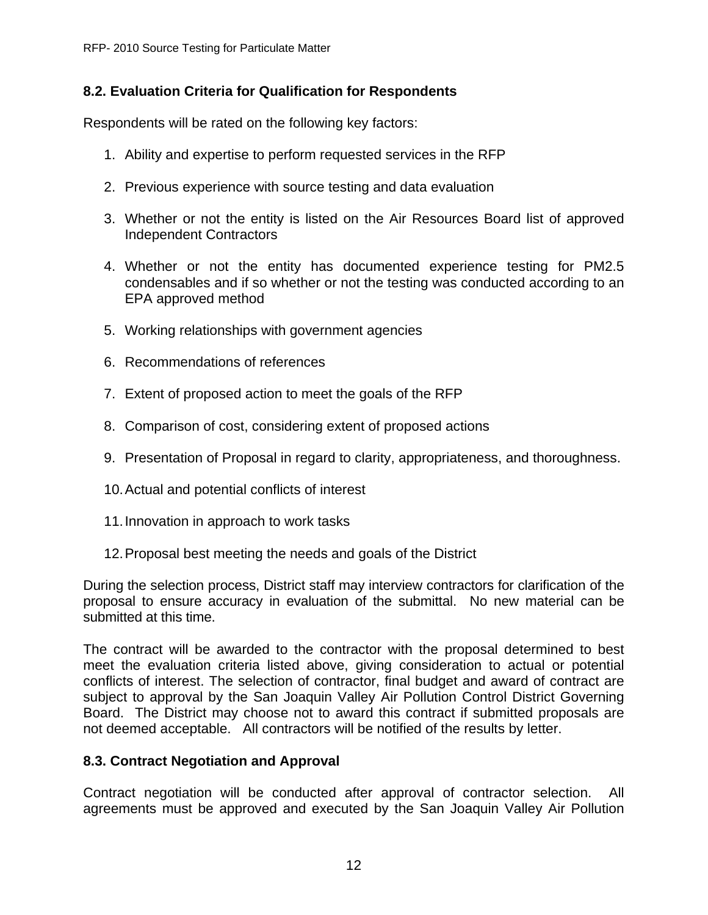### 8.2. Evaluation Criteria for Qualification for Respondents

Respondents will be rated on the following key factors:

1. Ability and expertise to perform requested services in the RFP

2. Previous experience with source testing and data evaluation

3. Whether or not the entity is listed on the Air Resources Board list of approved Independent Contractors

4. Whether or not the entity has documented experience testing for PM2.5 condensables and if so whether or not the testing was conducted according to an EPA approved method

5. Working relationships with government agencies

6. Recommendations of references

7. Extent of proposed action to meet the goals of the RFP

8. Comparison of cost, considering extent of proposed actions

9. Presentation of Proposal in regard to clarity, appropriateness, and thoroughness.

10. Actual and potential conflicts of interest

11. Innovation in approach to work tasks

12. Proposal best meeting the needs and goals of the District

During the selection process, District staff may interview contractors for clarification of the proposal to ensure accuracy in evaluation of the submittal. No new material can be submitted at this time.

The contract will be awarded to the contractor with the proposal determined to best meet the evaluation criteria listed above, giving consideration to actual or potential conflicts of interest. The selection of contractor, final budget and award of contract are subject to approval by the San Joaquin Valley Air Pollution Control District Governing Board. The District may choose not to award this contract if submitted proposals are not deemed acceptable. All contractors will be notified of the results by letter.

### 8.3. Contract Negotiation and Approval

Contract negotiation will be conducted after approval of contractor selection. All agreements must be approved and executed by the San Joaquin Valley Air Pollution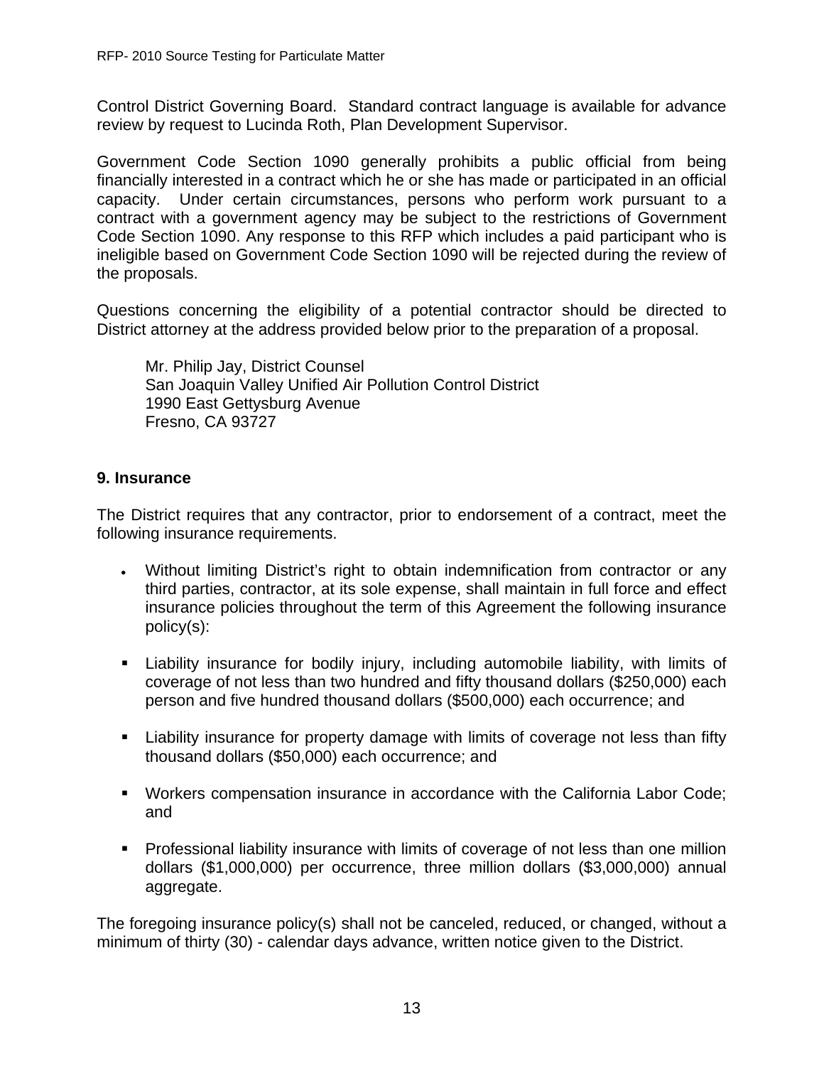Control District Governing Board. Standard contract language is available for advance review by request to Lucinda Roth, Plan Development Supervisor.

Government Code Section 1090 generally prohibits a public official from being financially interested in a contract which he or she has made or participated in an official capacity. Under certain circumstances, persons who perform work pursuant to a contract with a government agency may be subject to the restrictions of Government Code Section 1090. Any response to this RFP which includes a paid participant who is ineligible based on Government Code Section 1090 will be rejected during the review of the proposals.

Questions concerning the eligibility of a potential contractor should be directed to District attorney at the address provided below prior to the preparation of a proposal.

> Mr. Philip Jay, District Counsel
> San Joaquin Valley Unified Air Pollution Control District
> 1990 East Gettysburg Avenue
> Fresno, CA 93727

## 9. Insurance

The District requires that any contractor, prior to endorsement of a contract, meet the following insurance requirements.

- Without limiting District's right to obtain indemnification from contractor or any third parties, contractor, at its sole expense, shall maintain in full force and effect insurance policies throughout the term of this Agreement the following insurance policy(s):

- Liability insurance for bodily injury, including automobile liability, with limits of coverage of not less than two hundred and fifty thousand dollars ($250,000) each person and five hundred thousand dollars ($500,000) each occurrence; and

- Liability insurance for property damage with limits of coverage not less than fifty thousand dollars ($50,000) each occurrence; and

- Workers compensation insurance in accordance with the California Labor Code; and

- Professional liability insurance with limits of coverage of not less than one million dollars ($1,000,000) per occurrence, three million dollars ($3,000,000) annual aggregate.

The foregoing insurance policy(s) shall not be canceled, reduced, or changed, without a minimum of thirty (30) - calendar days advance, written notice given to the District.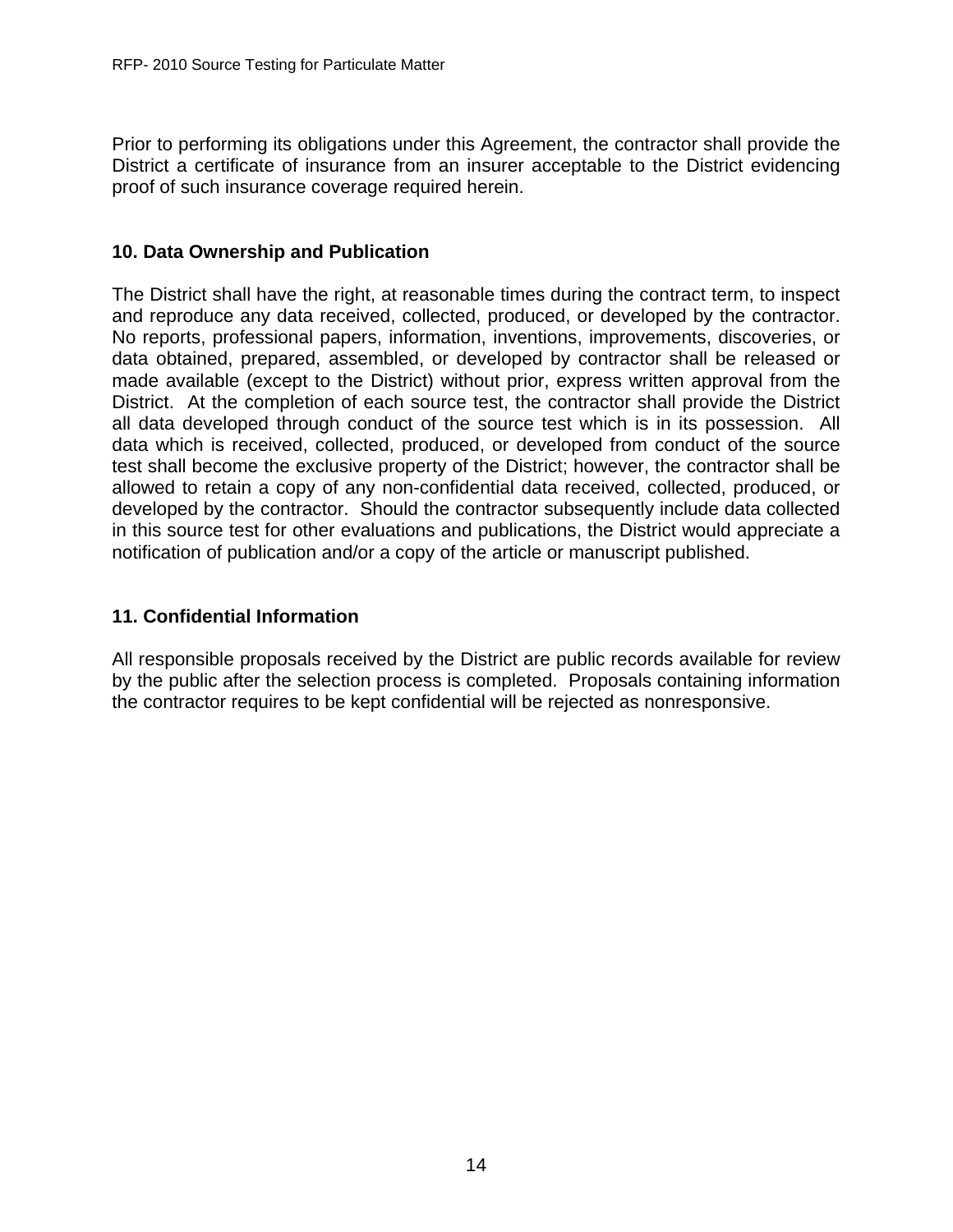Prior to performing its obligations under this Agreement, the contractor shall provide the District a certificate of insurance from an insurer acceptable to the District evidencing proof of such insurance coverage required herein.

## 10. Data Ownership and Publication

The District shall have the right, at reasonable times during the contract term, to inspect and reproduce any data received, collected, produced, or developed by the contractor. No reports, professional papers, information, inventions, improvements, discoveries, or data obtained, prepared, assembled, or developed by contractor shall be released or made available (except to the District) without prior, express written approval from the District. At the completion of each source test, the contractor shall provide the District all data developed through conduct of the source test which is in its possession. All data which is received, collected, produced, or developed from conduct of the source test shall become the exclusive property of the District; however, the contractor shall be allowed to retain a copy of any non-confidential data received, collected, produced, or developed by the contractor. Should the contractor subsequently include data collected in this source test for other evaluations and publications, the District would appreciate a notification of publication and/or a copy of the article or manuscript published.

## 11. Confidential Information

All responsible proposals received by the District are public records available for review by the public after the selection process is completed. Proposals containing information the contractor requires to be kept confidential will be rejected as nonresponsive.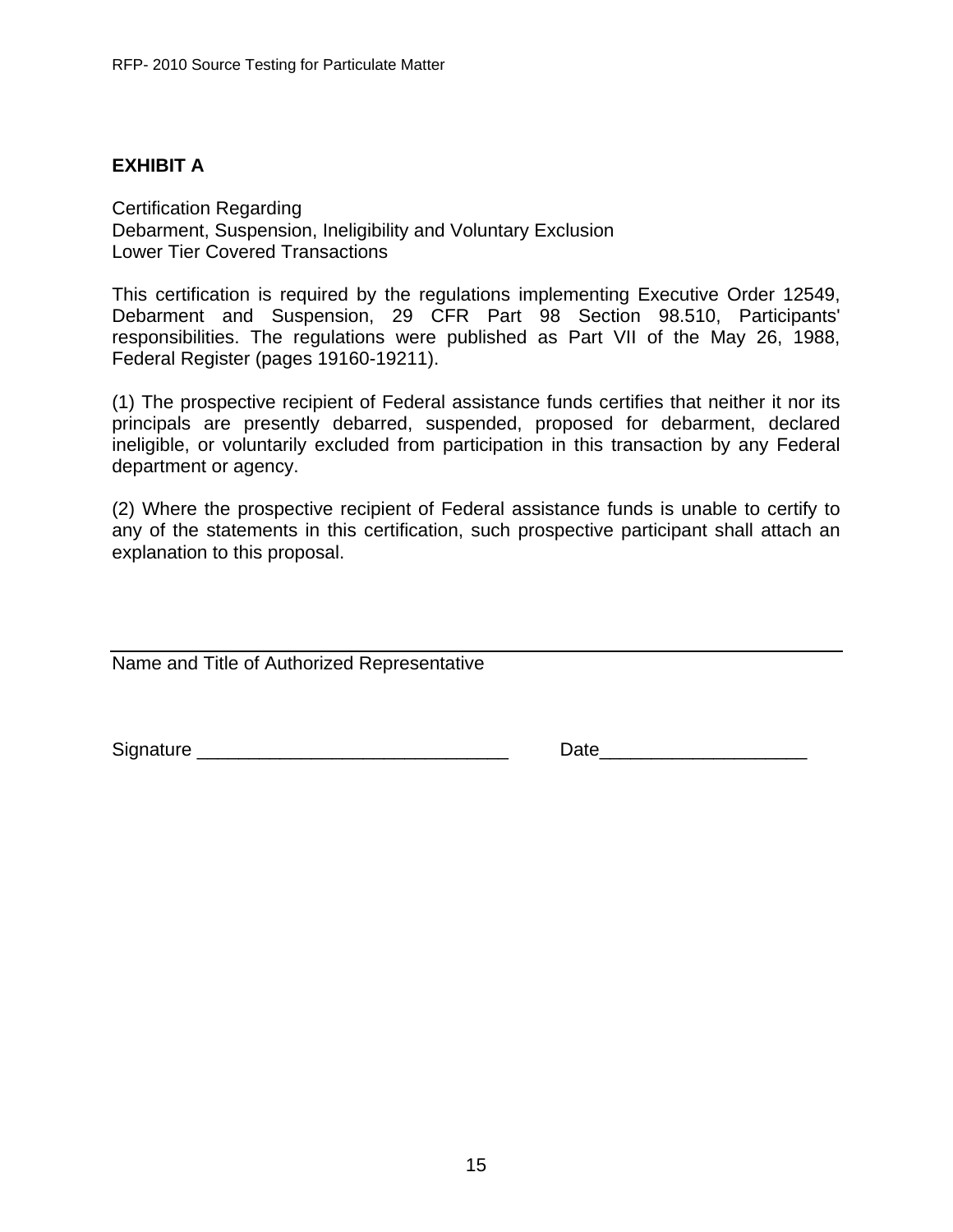**EXHIBIT A**

Certification Regarding
Debarment, Suspension, Ineligibility and Voluntary Exclusion
Lower Tier Covered Transactions

This certification is required by the regulations implementing Executive Order 12549, Debarment and Suspension, 29 CFR Part 98 Section 98.510, Participants' responsibilities. The regulations were published as Part VII of the May 26, 1988, Federal Register (pages 19160-19211).

(1) The prospective recipient of Federal assistance funds certifies that neither it nor its principals are presently debarred, suspended, proposed for debarment, declared ineligible, or voluntarily excluded from participation in this transaction by any Federal department or agency.

(2) Where the prospective recipient of Federal assistance funds is unable to certify to any of the statements in this certification, such prospective participant shall attach an explanation to this proposal.

\_\_\_\_\_\_\_\_\_\_\_\_\_\_\_\_\_\_\_\_\_\_\_\_\_\_\_\_\_\_\_\_\_\_\_\_\_\_\_\_\_\_\_\_\_\_\_\_\_\_\_\_\_\_\_\_\_\_\_\_

Name and Title of Authorized Representative

Signature \_\_\_\_\_\_\_\_\_\_\_\_\_\_\_\_\_\_\_\_\_\_\_\_\_\_\_\_\_\_ Date\_\_\_\_\_\_\_\_\_\_\_\_\_\_\_\_\_\_\_\_